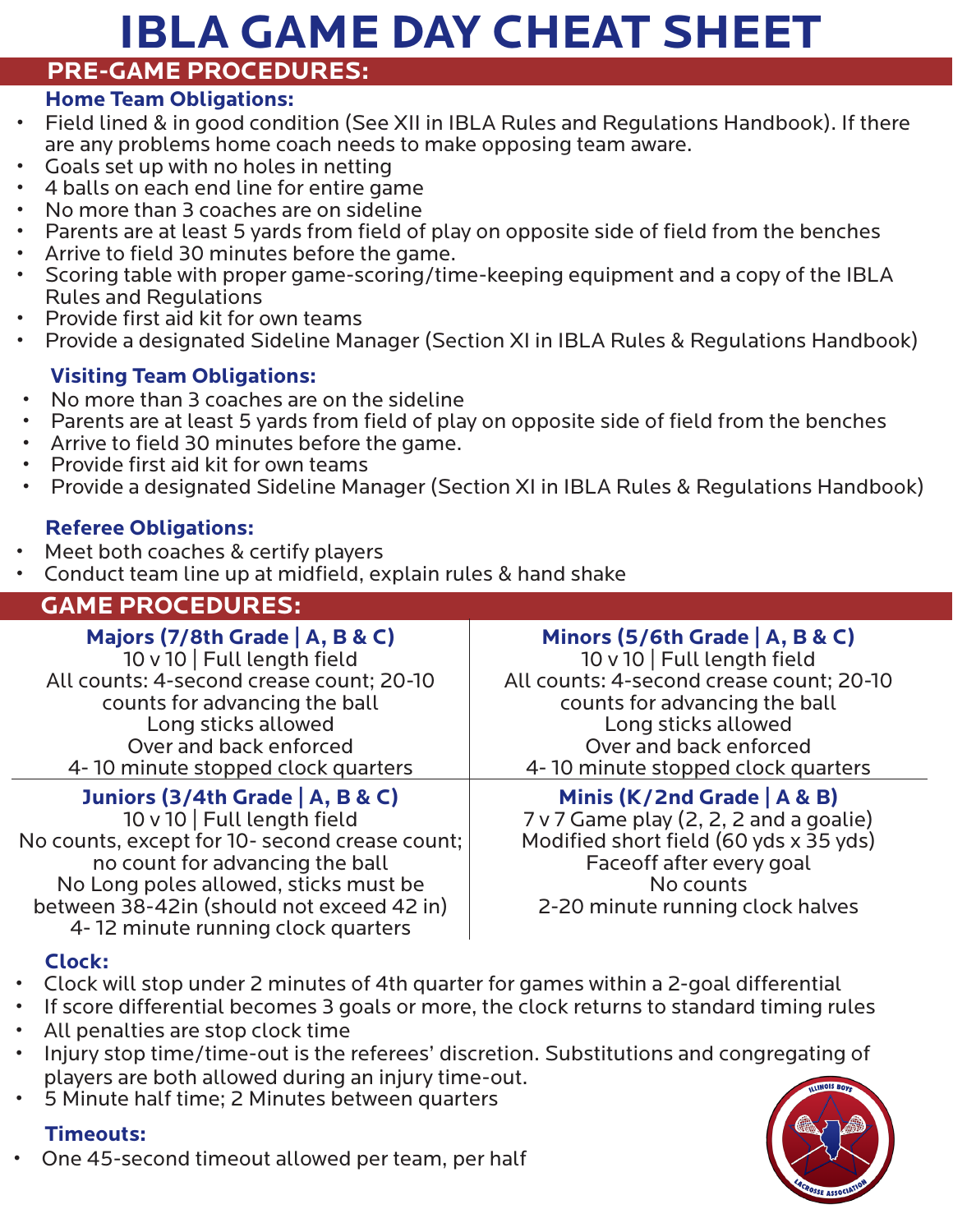# IBLA GAME DAY CHEAT SHEET

## PRE-GAME PROCEDURES:

### Home Team Obligations:

- Field lined & in good condition (See XII in IBLA Rules and Regulations Handbook). If there are any problems home coach needs to make opposing team aware.
- Goals set up with no holes in netting
- 4 balls on each end line for entire game
- No more than 3 coaches are on sideline
- Parents are at least 5 yards from field of play on opposite side of field from the benches
- Arrive to field 30 minutes before the game.
- Scoring table with proper game-scoring/time-keeping equipment and a copy of the IBLA Rules and Regulations
- Provide first aid kit for own teams
- Provide a designated Sideline Manager (Section XI in IBLA Rules & Regulations Handbook)

### Visiting Team Obligations:

- No more than 3 coaches are on the sideline
- Parents are at least 5 yards from field of play on opposite side of field from the benches
- Arrive to field 30 minutes before the game.
- Provide first aid kit for own teams
- Provide a designated Sideline Manager (Section XI in IBLA Rules & Regulations Handbook)

### Referee Obligations:

- Meet both coaches & certify players
- Conduct team line up at midfield, explain rules & hand shake

## GAME PROCEDURES:

### Majors (7/8th Grade | A, B & C)

10 v 10 | Full length field
All counts: 4-second crease count; 20-10 counts for advancing the ball
Long sticks allowed
Over and back enforced
4- 10 minute stopped clock quarters

### Minors (5/6th Grade | A, B & C)

10 v 10 | Full length field
All counts: 4-second crease count; 20-10 counts for advancing the ball
Long sticks allowed
Over and back enforced
4- 10 minute stopped clock quarters

### Juniors (3/4th Grade | A, B & C)

10 v 10 | Full length field
No counts, except for 10- second crease count; no count for advancing the ball
No Long poles allowed, sticks must be between 38-42in (should not exceed 42 in)
4- 12 minute running clock quarters

### Minis (K/2nd Grade | A & B)

7 v 7 Game play (2, 2, 2 and a goalie)
Modified short field (60 yds x 35 yds)
Faceoff after every goal
No counts
2-20 minute running clock halves

### Clock:

- Clock will stop under 2 minutes of 4th quarter for games within a 2-goal differential
- If score differential becomes 3 goals or more, the clock returns to standard timing rules
- All penalties are stop clock time
- Injury stop time/time-out is the referees' discretion. Substitutions and congregating of players are both allowed during an injury time-out.
- 5 Minute half time; 2 Minutes between quarters

### Timeouts:

- One 45-second timeout allowed per team, per half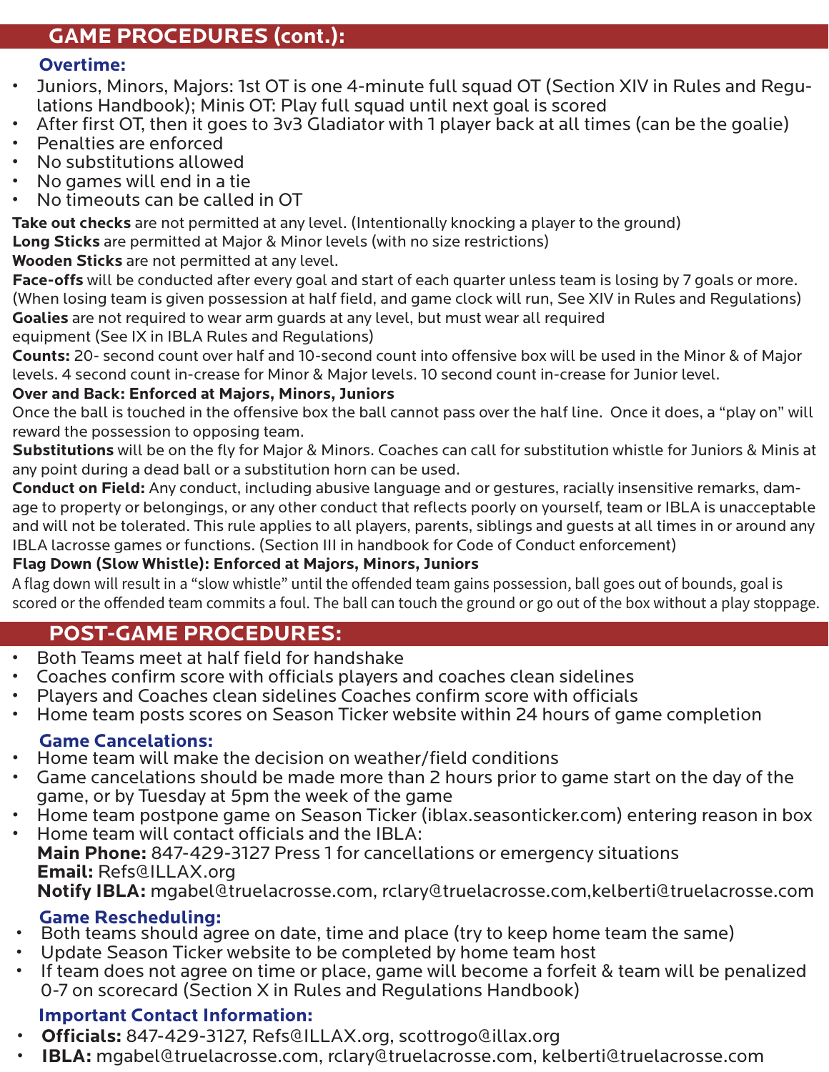## GAME PROCEDURES (cont.):

### Overtime:

- Juniors, Minors, Majors: 1st OT is one 4-minute full squad OT (Section XIV in Rules and Regulations Handbook); Minis OT: Play full squad until next goal is scored
- After first OT, then it goes to 3v3 Gladiator with 1 player back at all times (can be the goalie)
- Penalties are enforced
- No substitutions allowed
- No games will end in a tie
- No timeouts can be called in OT

**Take out checks** are not permitted at any level. (Intentionally knocking a player to the ground)

**Long Sticks** are permitted at Major & Minor levels (with no size restrictions)

**Wooden Sticks** are not permitted at any level.

**Face-offs** will be conducted after every goal and start of each quarter unless team is losing by 7 goals or more. (When losing team is given possession at half field, and game clock will run, See XIV in Rules and Regulations)

**Goalies** are not required to wear arm guards at any level, but must wear all required equipment (See IX in IBLA Rules and Regulations)

**Counts:** 20- second count over half and 10-second count into offensive box will be used in the Minor & of Major levels. 4 second count in-crease for Minor & Major levels. 10 second count in-crease for Junior level.

**Over and Back: Enforced at Majors, Minors, Juniors**

Once the ball is touched in the offensive box the ball cannot pass over the half line. Once it does, a "play on" will reward the possession to opposing team.

**Substitutions** will be on the fly for Major & Minors. Coaches can call for substitution whistle for Juniors & Minis at any point during a dead ball or a substitution horn can be used.

**Conduct on Field:** Any conduct, including abusive language and or gestures, racially insensitive remarks, damage to property or belongings, or any other conduct that reflects poorly on yourself, team or IBLA is unacceptable and will not be tolerated. This rule applies to all players, parents, siblings and guests at all times in or around any IBLA lacrosse games or functions. (Section III in handbook for Code of Conduct enforcement)

**Flag Down (Slow Whistle): Enforced at Majors, Minors, Juniors**

A flag down will result in a "slow whistle" until the offended team gains possession, ball goes out of bounds, goal is scored or the offended team commits a foul. The ball can touch the ground or go out of the box without a play stoppage.

## POST-GAME PROCEDURES:

- Both Teams meet at half field for handshake
- Coaches confirm score with officials players and coaches clean sidelines
- Players and Coaches clean sidelines Coaches confirm score with officials
- Home team posts scores on Season Ticker website within 24 hours of game completion

### Game Cancelations:

- Home team will make the decision on weather/field conditions
- Game cancelations should be made more than 2 hours prior to game start on the day of the game, or by Tuesday at 5pm the week of the game
- Home team postpone game on Season Ticker (iblax.seasonticker.com) entering reason in box
- Home team will contact officials and the IBLA:
  **Main Phone:** 847-429-3127 Press 1 for cancellations or emergency situations
  **Email:** Refs@ILLAX.org
  **Notify IBLA:** mgabel@truelacrosse.com, rclary@truelacrosse.com,kelberti@truelacrosse.com

### Game Rescheduling:

- Both teams should agree on date, time and place (try to keep home team the same)
- Update Season Ticker website to be completed by home team host
- If team does not agree on time or place, game will become a forfeit & team will be penalized 0-7 on scorecard (Section X in Rules and Regulations Handbook)

### Important Contact Information:

- **Officials:** 847-429-3127, Refs@ILLAX.org, scottrogo@illax.org
- **IBLA:** mgabel@truelacrosse.com, rclary@truelacrosse.com, kelberti@truelacrosse.com